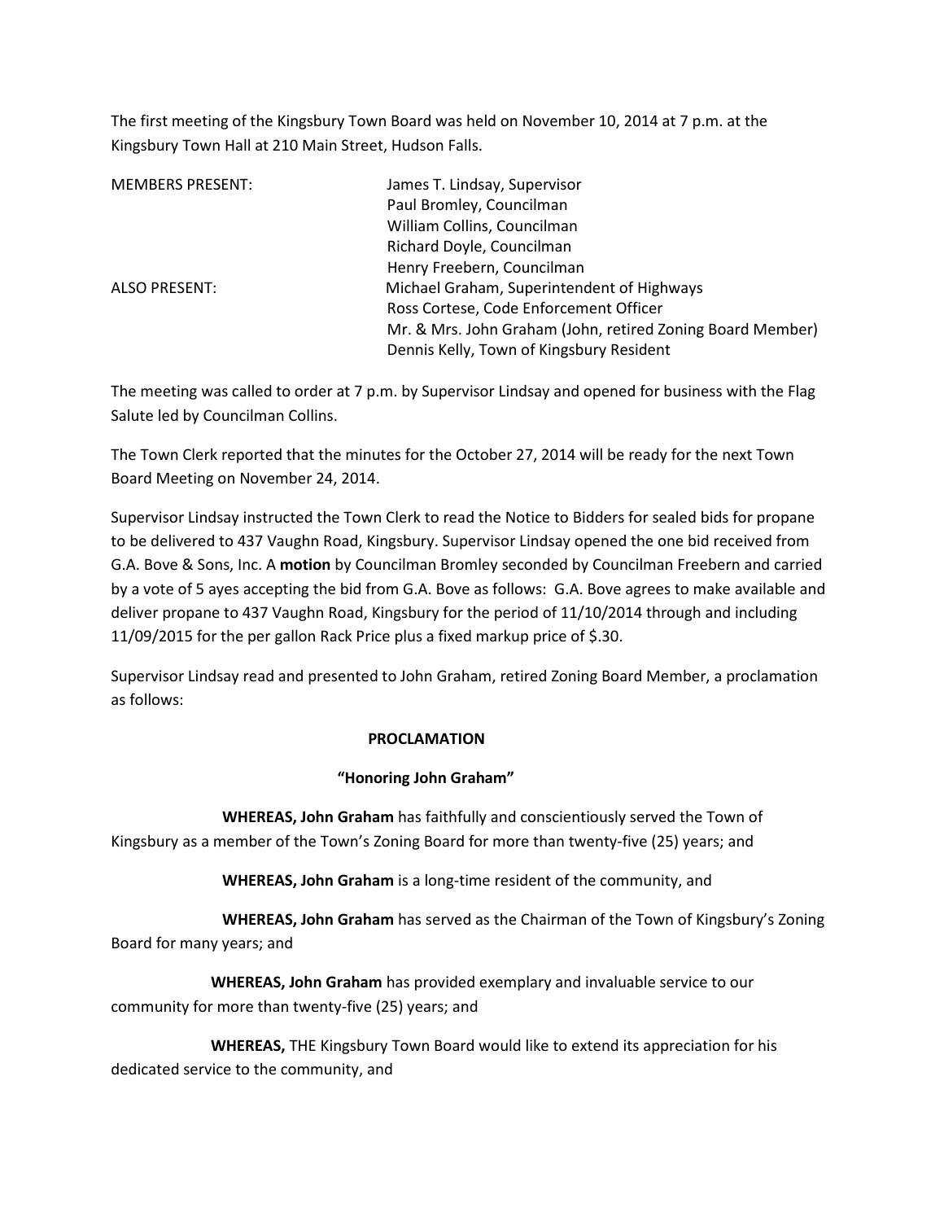The first meeting of the Kingsbury Town Board was held on November 10, 2014 at 7 p.m. at the Kingsbury Town Hall at 210 Main Street, Hudson Falls.

| | |
|---|---|
| MEMBERS PRESENT: | James T. Lindsay, Supervisor |
| | Paul Bromley, Councilman |
| | William Collins, Councilman |
| | Richard Doyle, Councilman |
| | Henry Freebern, Councilman |
| ALSO PRESENT: | Michael Graham, Superintendent of Highways |
| | Ross Cortese, Code Enforcement Officer |
| | Mr. & Mrs. John Graham (John, retired Zoning Board Member) |
| | Dennis Kelly, Town of Kingsbury Resident |

The meeting was called to order at 7 p.m. by Supervisor Lindsay and opened for business with the Flag Salute led by Councilman Collins.

The Town Clerk reported that the minutes for the October 27, 2014 will be ready for the next Town Board Meeting on November 24, 2014.

Supervisor Lindsay instructed the Town Clerk to read the Notice to Bidders for sealed bids for propane to be delivered to 437 Vaughn Road, Kingsbury. Supervisor Lindsay opened the one bid received from G.A. Bove & Sons, Inc. A **motion** by Councilman Bromley seconded by Councilman Freebern and carried by a vote of 5 ayes accepting the bid from G.A. Bove as follows: G.A. Bove agrees to make available and deliver propane to 437 Vaughn Road, Kingsbury for the period of 11/10/2014 through and including 11/09/2015 for the per gallon Rack Price plus a fixed markup price of $.30.

Supervisor Lindsay read and presented to John Graham, retired Zoning Board Member, a proclamation as follows:

**PROCLAMATION**

**"Honoring John Graham"**

**WHEREAS, John Graham** has faithfully and conscientiously served the Town of Kingsbury as a member of the Town's Zoning Board for more than twenty-five (25) years; and

**WHEREAS, John Graham** is a long-time resident of the community, and

**WHEREAS, John Graham** has served as the Chairman of the Town of Kingsbury's Zoning Board for many years; and

**WHEREAS, John Graham** has provided exemplary and invaluable service to our community for more than twenty-five (25) years; and

**WHEREAS,** THE Kingsbury Town Board would like to extend its appreciation for his dedicated service to the community, and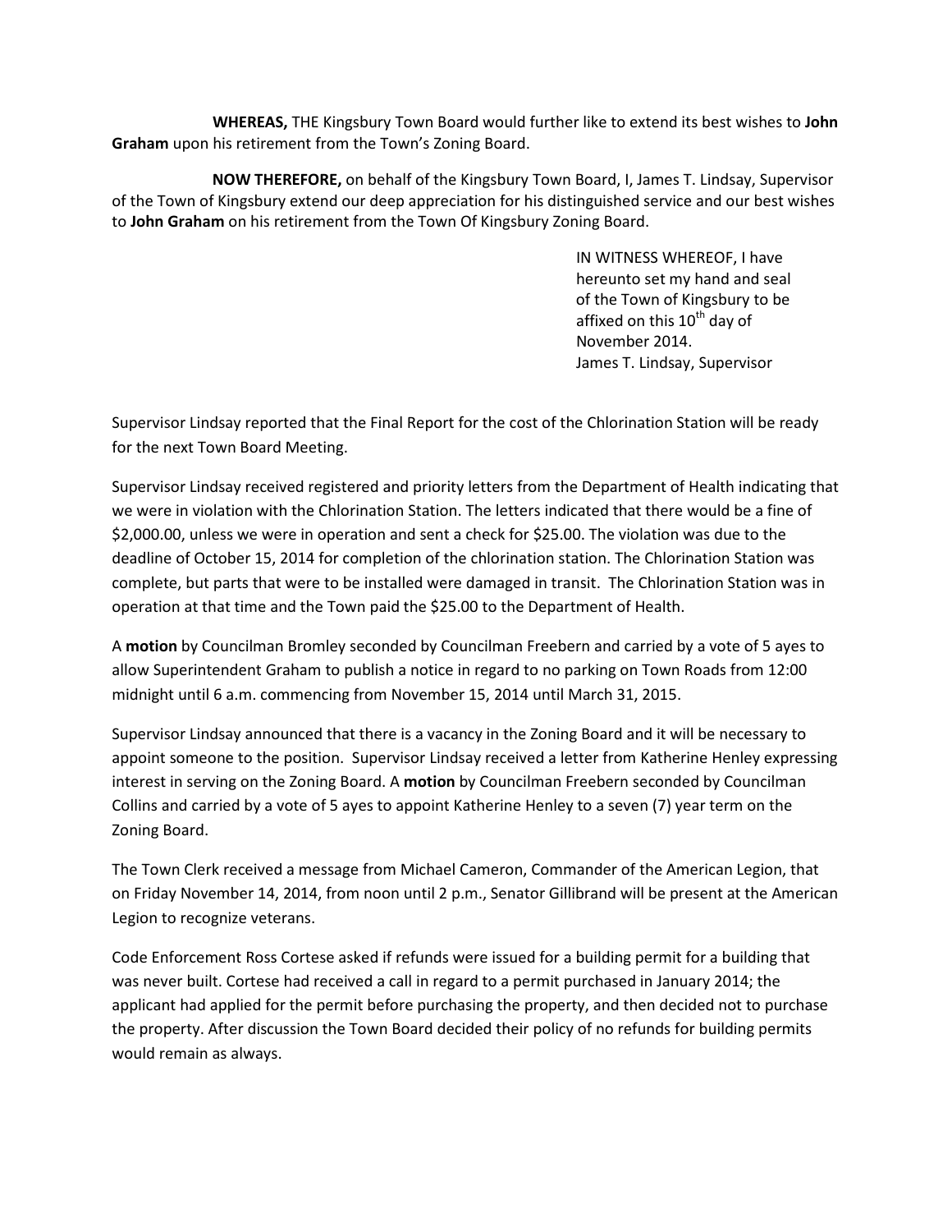**WHEREAS,** THE Kingsbury Town Board would further like to extend its best wishes to **John Graham** upon his retirement from the Town's Zoning Board.

**NOW THEREFORE,** on behalf of the Kingsbury Town Board, I, James T. Lindsay, Supervisor of the Town of Kingsbury extend our deep appreciation for his distinguished service and our best wishes to **John Graham** on his retirement from the Town Of Kingsbury Zoning Board.

IN WITNESS WHEREOF, I have hereunto set my hand and seal of the Town of Kingsbury to be affixed on this 10th day of November 2014.
James T. Lindsay, Supervisor

Supervisor Lindsay reported that the Final Report for the cost of the Chlorination Station will be ready for the next Town Board Meeting.

Supervisor Lindsay received registered and priority letters from the Department of Health indicating that we were in violation with the Chlorination Station. The letters indicated that there would be a fine of $2,000.00, unless we were in operation and sent a check for $25.00. The violation was due to the deadline of October 15, 2014 for completion of the chlorination station. The Chlorination Station was complete, but parts that were to be installed were damaged in transit. The Chlorination Station was in operation at that time and the Town paid the $25.00 to the Department of Health.

A **motion** by Councilman Bromley seconded by Councilman Freebern and carried by a vote of 5 ayes to allow Superintendent Graham to publish a notice in regard to no parking on Town Roads from 12:00 midnight until 6 a.m. commencing from November 15, 2014 until March 31, 2015.

Supervisor Lindsay announced that there is a vacancy in the Zoning Board and it will be necessary to appoint someone to the position. Supervisor Lindsay received a letter from Katherine Henley expressing interest in serving on the Zoning Board. A **motion** by Councilman Freebern seconded by Councilman Collins and carried by a vote of 5 ayes to appoint Katherine Henley to a seven (7) year term on the Zoning Board.

The Town Clerk received a message from Michael Cameron, Commander of the American Legion, that on Friday November 14, 2014, from noon until 2 p.m., Senator Gillibrand will be present at the American Legion to recognize veterans.

Code Enforcement Ross Cortese asked if refunds were issued for a building permit for a building that was never built. Cortese had received a call in regard to a permit purchased in January 2014; the applicant had applied for the permit before purchasing the property, and then decided not to purchase the property. After discussion the Town Board decided their policy of no refunds for building permits would remain as always.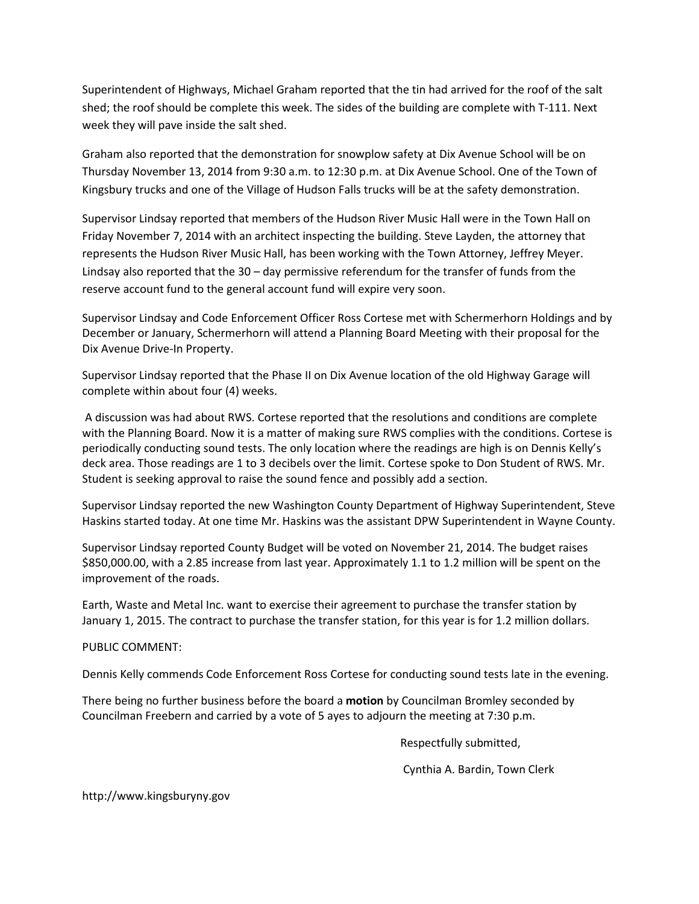Superintendent of Highways, Michael Graham reported that the tin had arrived for the roof of the salt shed; the roof should be complete this week. The sides of the building are complete with T-111. Next week they will pave inside the salt shed.

Graham also reported that the demonstration for snowplow safety at Dix Avenue School will be on Thursday November 13, 2014 from 9:30 a.m. to 12:30 p.m. at Dix Avenue School. One of the Town of Kingsbury trucks and one of the Village of Hudson Falls trucks will be at the safety demonstration.

Supervisor Lindsay reported that members of the Hudson River Music Hall were in the Town Hall on Friday November 7, 2014 with an architect inspecting the building. Steve Layden, the attorney that represents the Hudson River Music Hall, has been working with the Town Attorney, Jeffrey Meyer. Lindsay also reported that the 30 – day permissive referendum for the transfer of funds from the reserve account fund to the general account fund will expire very soon.

Supervisor Lindsay and Code Enforcement Officer Ross Cortese met with Schermerhorn Holdings and by December or January, Schermerhorn will attend a Planning Board Meeting with their proposal for the Dix Avenue Drive-In Property.

Supervisor Lindsay reported that the Phase II on Dix Avenue location of the old Highway Garage will complete within about four (4) weeks.

A discussion was had about RWS. Cortese reported that the resolutions and conditions are complete with the Planning Board. Now it is a matter of making sure RWS complies with the conditions. Cortese is periodically conducting sound tests. The only location where the readings are high is on Dennis Kelly's deck area. Those readings are 1 to 3 decibels over the limit. Cortese spoke to Don Student of RWS. Mr. Student is seeking approval to raise the sound fence and possibly add a section.

Supervisor Lindsay reported the new Washington County Department of Highway Superintendent, Steve Haskins started today. At one time Mr. Haskins was the assistant DPW Superintendent in Wayne County.

Supervisor Lindsay reported County Budget will be voted on November 21, 2014. The budget raises $850,000.00, with a 2.85 increase from last year. Approximately 1.1 to 1.2 million will be spent on the improvement of the roads.

Earth, Waste and Metal Inc. want to exercise their agreement to purchase the transfer station by January 1, 2015. The contract to purchase the transfer station, for this year is for 1.2 million dollars.

PUBLIC COMMENT:

Dennis Kelly commends Code Enforcement Ross Cortese for conducting sound tests late in the evening.

There being no further business before the board a **motion** by Councilman Bromley seconded by Councilman Freebern and carried by a vote of 5 ayes to adjourn the meeting at 7:30 p.m.

Respectfully submitted,

Cynthia A. Bardin, Town Clerk

http://www.kingsburyny.gov